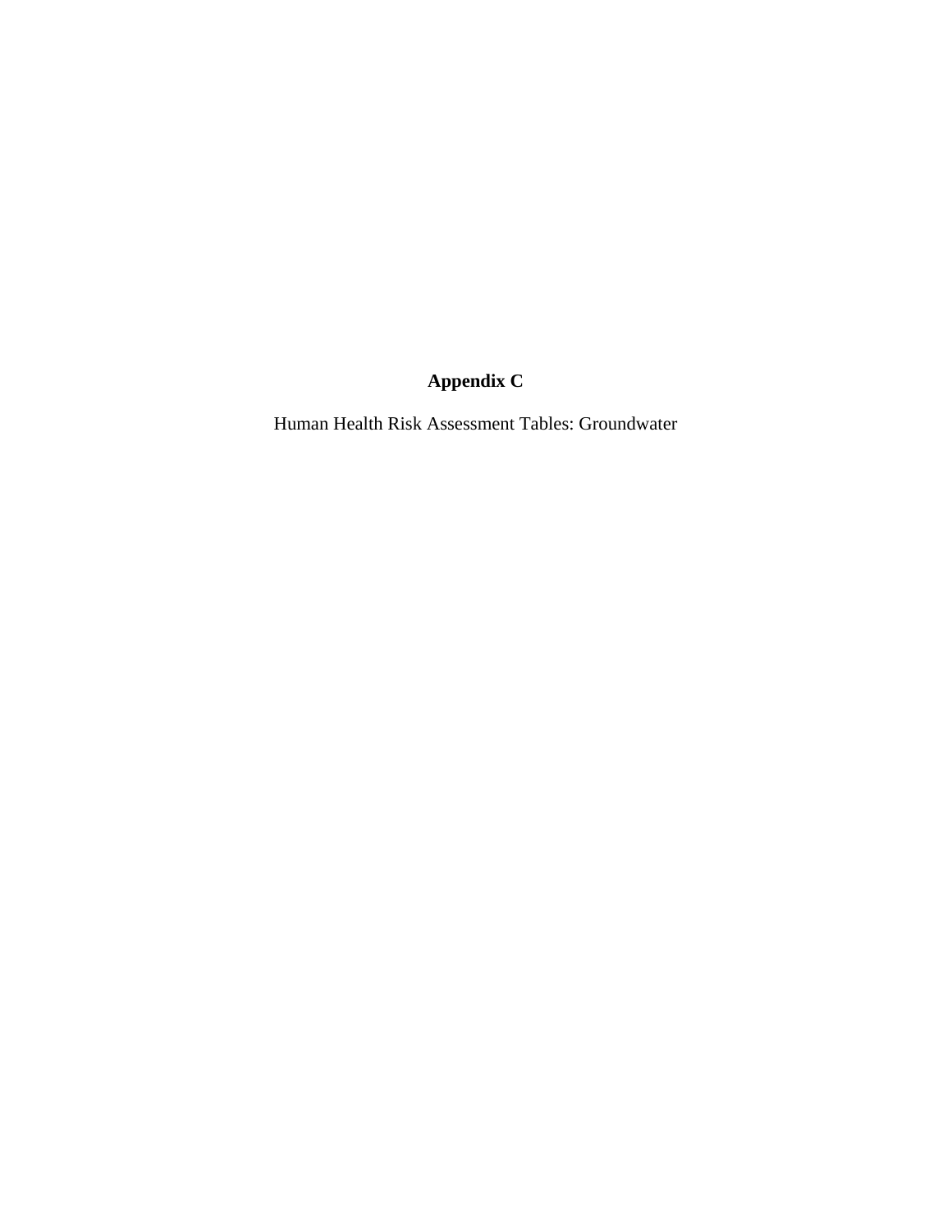# Appendix C

Human Health Risk Assessment Tables: Groundwater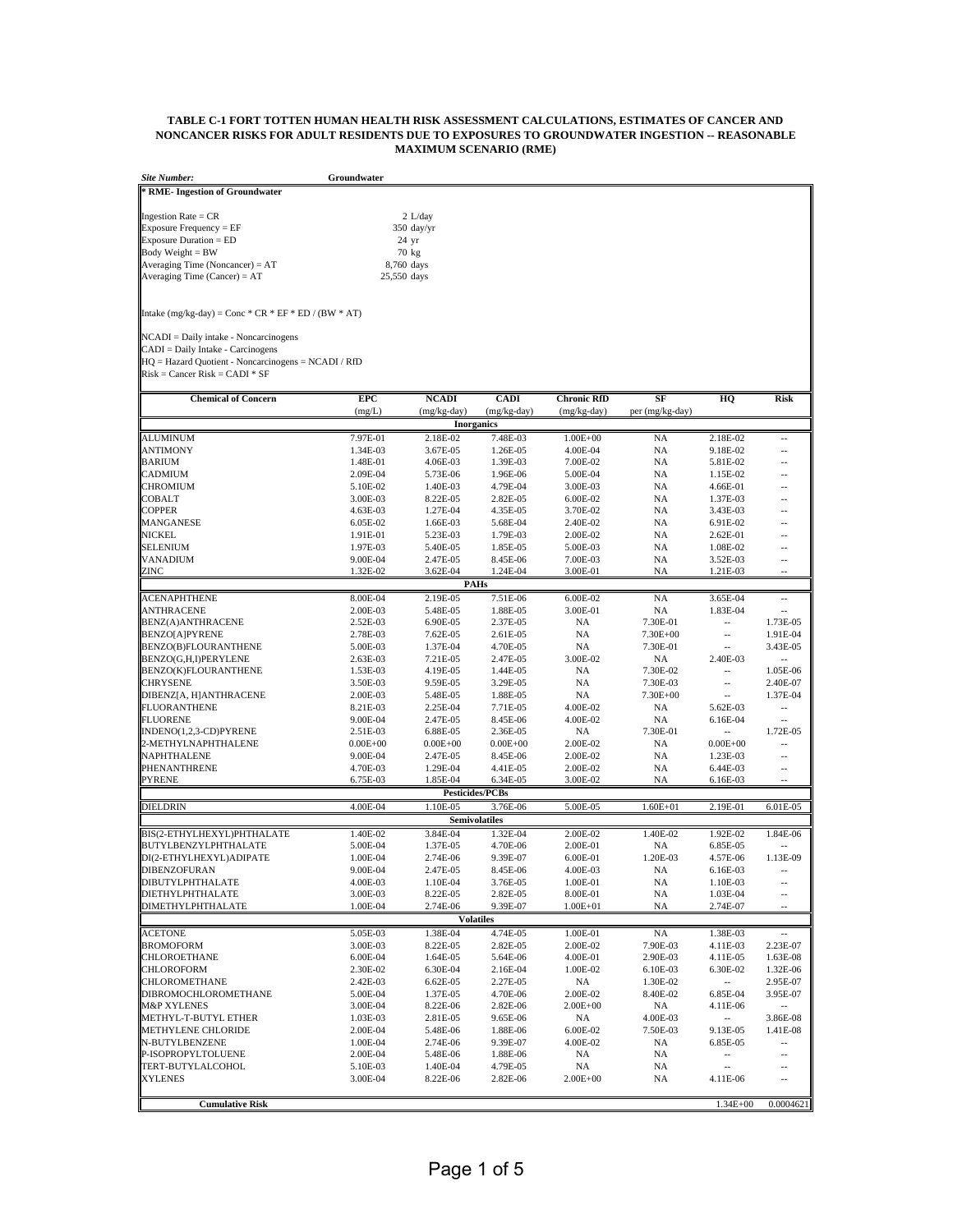**TABLE C-1 FORT TOTTEN HUMAN HEALTH RISK ASSESSMENT CALCULATIONS, ESTIMATES OF CANCER AND NONCANCER RISKS FOR ADULT RESIDENTS DUE TO EXPOSURES TO GROUNDWATER INGESTION -- REASONABLE MAXIMUM SCENARIO (RME)**

*Site Number:* **Groundwater**

**\* RME- Ingestion of Groundwater**

Ingestion Rate = CR 2 L/day
Exposure Frequency = EF 350 day/yr
Exposure Duration = ED 24 yr
Body Weight = BW 70 kg
Averaging Time (Noncancer) = AT 8,760 days
Averaging Time (Cancer) = AT 25,550 days

Intake (mg/kg-day) = Conc * CR * EF * ED / (BW * AT)

NCADI = Daily intake - Noncarcinogens
CADI = Daily Intake - Carcinogens
HQ = Hazard Quotient - Noncarcinogens = NCADI / RfD
Risk = Cancer Risk = CADI * SF

| Chemical of Concern | EPC (mg/L) | NCADI (mg/kg-day) | CADI (mg/kg-day) | Chronic RfD (mg/kg-day) | SF per (mg/kg-day) | HQ | Risk |
|---|---|---|---|---|---|---|---|
| **Inorganics** | | | | | | | |
| ALUMINUM | 7.97E-01 | 2.18E-02 | 7.48E-03 | 1.00E+00 | NA | 2.18E-02 | -- |
| ANTIMONY | 1.34E-03 | 3.67E-05 | 1.26E-05 | 4.00E-04 | NA | 9.18E-02 | -- |
| BARIUM | 1.48E-01 | 4.06E-03 | 1.39E-03 | 7.00E-02 | NA | 5.81E-02 | -- |
| CADMIUM | 2.09E-04 | 5.73E-06 | 1.96E-06 | 5.00E-04 | NA | 1.15E-02 | -- |
| CHROMIUM | 5.10E-02 | 1.40E-03 | 4.79E-04 | 3.00E-03 | NA | 4.66E-01 | -- |
| COBALT | 3.00E-03 | 8.22E-05 | 2.82E-05 | 6.00E-02 | NA | 1.37E-03 | -- |
| COPPER | 4.63E-03 | 1.27E-04 | 4.35E-05 | 3.70E-02 | NA | 3.43E-03 | -- |
| MANGANESE | 6.05E-02 | 1.66E-03 | 5.68E-04 | 2.40E-02 | NA | 6.91E-02 | -- |
| NICKEL | 1.91E-01 | 5.23E-03 | 1.79E-03 | 2.00E-02 | NA | 2.62E-01 | -- |
| SELENIUM | 1.97E-03 | 5.40E-05 | 1.85E-05 | 5.00E-03 | NA | 1.08E-02 | -- |
| VANADIUM | 9.00E-04 | 2.47E-05 | 8.45E-06 | 7.00E-03 | NA | 3.52E-03 | -- |
| ZINC | 1.32E-02 | 3.62E-04 | 1.24E-04 | 3.00E-01 | NA | 1.21E-03 | -- |
| **PAHs** | | | | | | | |
| ACENAPHTHENE | 8.00E-04 | 2.19E-05 | 7.51E-06 | 6.00E-02 | NA | 3.65E-04 | -- |
| ANTHRACENE | 2.00E-03 | 5.48E-05 | 1.88E-05 | 3.00E-01 | NA | 1.83E-04 | -- |
| BENZ(A)ANTHRACENE | 2.52E-03 | 6.90E-05 | 2.37E-05 | NA | 7.30E-01 | -- | 1.73E-05 |
| BENZO[A]PYRENE | 2.78E-03 | 7.62E-05 | 2.61E-05 | NA | 7.30E+00 | -- | 1.91E-04 |
| BENZO(B)FLOURANTHENE | 5.00E-03 | 1.37E-04 | 4.70E-05 | NA | 7.30E-01 | -- | 3.43E-05 |
| BENZO(G,H,I)PERYLENE | 2.63E-03 | 7.21E-05 | 2.47E-05 | 3.00E-02 | NA | 2.40E-03 | -- |
| BENZO(K)FLOURANTHENE | 1.53E-03 | 4.19E-05 | 1.44E-05 | NA | 7.30E-02 | -- | 1.05E-06 |
| CHRYSENE | 3.50E-03 | 9.59E-05 | 3.29E-05 | NA | 7.30E-03 | -- | 2.40E-07 |
| DIBENZ[A, H]ANTHRACENE | 2.00E-03 | 5.48E-05 | 1.88E-05 | NA | 7.30E+00 | -- | 1.37E-04 |
| FLUORANTHENE | 8.21E-03 | 2.25E-04 | 7.71E-05 | 4.00E-02 | NA | 5.62E-03 | -- |
| FLUORENE | 9.00E-04 | 2.47E-05 | 8.45E-06 | 4.00E-02 | NA | 6.16E-04 | -- |
| INDENO(1,2,3-CD)PYRENE | 2.51E-03 | 6.88E-05 | 2.36E-05 | NA | 7.30E-01 | -- | 1.72E-05 |
| 2-METHYLNAPHTHALENE | 0.00E+00 | 0.00E+00 | 0.00E+00 | 2.00E-02 | NA | 0.00E+00 | -- |
| NAPHTHALENE | 9.00E-04 | 2.47E-05 | 8.45E-06 | 2.00E-02 | NA | 1.23E-03 | -- |
| PHENANTHRENE | 4.70E-03 | 1.29E-04 | 4.41E-05 | 2.00E-02 | NA | 6.44E-03 | -- |
| PYRENE | 6.75E-03 | 1.85E-04 | 6.34E-05 | 3.00E-02 | NA | 6.16E-03 | -- |
| **Pesticides/PCBs** | | | | | | | |
| DIELDRIN | 4.00E-04 | 1.10E-05 | 3.76E-06 | 5.00E-05 | 1.60E+01 | 2.19E-01 | 6.01E-05 |
| **Semivolatiles** | | | | | | | |
| BIS(2-ETHYLHEXYL)PHTHALATE | 1.40E-02 | 3.84E-04 | 1.32E-04 | 2.00E-02 | 1.40E-02 | 1.92E-02 | 1.84E-06 |
| BUTYLBENZYLPHTHALATE | 5.00E-04 | 1.37E-05 | 4.70E-06 | 2.00E-01 | NA | 6.85E-05 | -- |
| DI(2-ETHYLHEXYL)ADIPATE | 1.00E-04 | 2.74E-06 | 9.39E-07 | 6.00E-01 | 1.20E-03 | 4.57E-06 | 1.13E-09 |
| DIBENZOFURAN | 9.00E-04 | 2.47E-05 | 8.45E-06 | 4.00E-03 | NA | 6.16E-03 | -- |
| DIBUTYLPHTHALATE | 4.00E-03 | 1.10E-04 | 3.76E-05 | 1.00E-01 | NA | 1.10E-03 | -- |
| DIETHYLPHTHALATE | 3.00E-03 | 8.22E-05 | 2.82E-05 | 8.00E-01 | NA | 1.03E-04 | -- |
| DIMETHYLPHTHALATE | 1.00E-04 | 2.74E-06 | 9.39E-07 | 1.00E+01 | NA | 2.74E-07 | -- |
| **Volatiles** | | | | | | | |
| ACETONE | 5.05E-03 | 1.38E-04 | 4.74E-05 | 1.00E-01 | NA | 1.38E-03 | -- |
| BROMOFORM | 3.00E-03 | 8.22E-05 | 2.82E-05 | 2.00E-02 | 7.90E-03 | 4.11E-03 | 2.23E-07 |
| CHLOROETHANE | 6.00E-04 | 1.64E-05 | 5.64E-06 | 4.00E-01 | 2.90E-03 | 4.11E-05 | 1.63E-08 |
| CHLOROFORM | 2.30E-02 | 6.30E-04 | 2.16E-04 | 1.00E-02 | 6.10E-03 | 6.30E-02 | 1.32E-06 |
| CHLOROMETHANE | 2.42E-03 | 6.62E-05 | 2.27E-05 | NA | 1.30E-02 | -- | 2.95E-07 |
| DIBROMOCHLOROMETHANE | 5.00E-04 | 1.37E-05 | 4.70E-06 | 2.00E-02 | 8.40E-02 | 6.85E-04 | 3.95E-07 |
| M&P XYLENES | 3.00E-04 | 8.22E-06 | 2.82E-06 | 2.00E+00 | NA | 4.11E-06 | -- |
| METHYL-T-BUTYL ETHER | 1.03E-03 | 2.81E-05 | 9.65E-06 | NA | 4.00E-03 | -- | 3.86E-08 |
| METHYLENE CHLORIDE | 2.00E-04 | 5.48E-06 | 1.88E-06 | 6.00E-02 | 7.50E-03 | 9.13E-05 | 1.41E-08 |
| N-BUTYLBENZENE | 1.00E-04 | 2.74E-06 | 9.39E-07 | 4.00E-02 | NA | 6.85E-05 | -- |
| P-ISOPROPYLTOLUENE | 2.00E-04 | 5.48E-06 | 1.88E-06 | NA | NA | -- | -- |
| TERT-BUTYLALCOHOL | 5.10E-03 | 1.40E-04 | 4.79E-05 | NA | NA | -- | -- |
| XYLENES | 3.00E-04 | 8.22E-06 | 2.82E-06 | 2.00E+00 | NA | 4.11E-06 | -- |
| **Cumulative Risk** | | | | | | 1.34E+00 | 0.0004621 |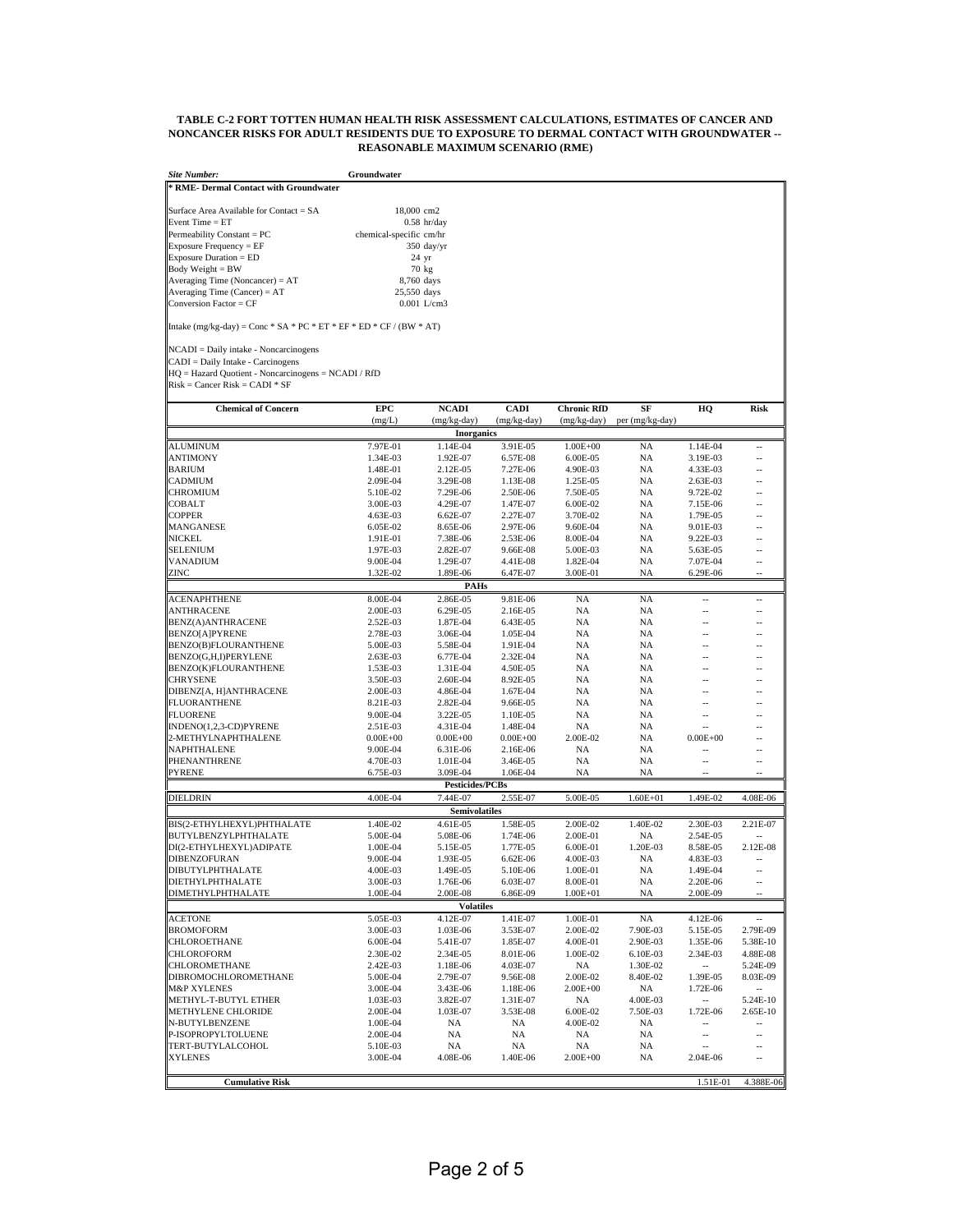**TABLE C-2 FORT TOTTEN HUMAN HEALTH RISK ASSESSMENT CALCULATIONS, ESTIMATES OF CANCER AND NONCANCER RISKS FOR ADULT RESIDENTS DUE TO EXPOSURE TO DERMAL CONTACT WITH GROUNDWATER -- REASONABLE MAXIMUM SCENARIO (RME)**

***Site Number:*** **Groundwater**

**\* RME- Dermal Contact with Groundwater**

| Parameter | Value |
|---|---|
| Surface Area Available for Contact = SA | 18,000 cm2 |
| Event Time = ET | 0.58 hr/day |
| Permeability Constant = PC | chemical-specific cm/hr |
| Exposure Frequency = EF | 350 day/yr |
| Exposure Duration = ED | 24 yr |
| Body Weight = BW | 70 kg |
| Averaging Time (Noncancer) = AT | 8,760 days |
| Averaging Time (Cancer) = AT | 25,550 days |
| Conversion Factor = CF | 0.001 L/cm3 |

Intake (mg/kg-day) = Conc * SA * PC * ET * EF * ED * CF / (BW * AT)

NCADI = Daily intake - Noncarcinogens
CADI = Daily Intake - Carcinogens
HQ = Hazard Quotient - Noncarcinogens = NCADI / RfD
Risk = Cancer Risk = CADI * SF

| Chemical of Concern | EPC (mg/L) | NCADI (mg/kg-day) | CADI (mg/kg-day) | Chronic RfD (mg/kg-day) | SF per (mg/kg-day) | HQ | Risk |
|---|---|---|---|---|---|---|---|
| **Inorganics** | | | | | | | |
| ALUMINUM | 7.97E-01 | 1.14E-04 | 3.91E-05 | 1.00E+00 | NA | 1.14E-04 | -- |
| ANTIMONY | 1.34E-03 | 1.92E-07 | 6.57E-08 | 6.00E-05 | NA | 3.19E-03 | -- |
| BARIUM | 1.48E-01 | 2.12E-05 | 7.27E-06 | 4.90E-03 | NA | 4.33E-03 | -- |
| CADMIUM | 2.09E-04 | 3.29E-08 | 1.13E-08 | 1.25E-05 | NA | 2.63E-03 | -- |
| CHROMIUM | 5.10E-02 | 7.29E-06 | 2.50E-06 | 7.50E-05 | NA | 9.72E-02 | -- |
| COBALT | 3.00E-03 | 4.29E-07 | 1.47E-07 | 6.00E-02 | NA | 7.15E-06 | -- |
| COPPER | 4.63E-03 | 6.62E-07 | 2.27E-07 | 3.70E-02 | NA | 1.79E-05 | -- |
| MANGANESE | 6.05E-02 | 8.65E-06 | 2.97E-06 | 9.60E-04 | NA | 9.01E-03 | -- |
| NICKEL | 1.91E-01 | 7.38E-06 | 2.53E-06 | 8.00E-04 | NA | 9.22E-03 | -- |
| SELENIUM | 1.97E-03 | 2.82E-07 | 9.66E-08 | 5.00E-03 | NA | 5.63E-05 | -- |
| VANADIUM | 9.00E-04 | 1.29E-07 | 4.41E-08 | 1.82E-04 | NA | 7.07E-04 | -- |
| ZINC | 1.32E-02 | 1.89E-06 | 6.47E-07 | 3.00E-01 | NA | 6.29E-06 | -- |
| **PAHs** | | | | | | | |
| ACENAPHTHENE | 8.00E-04 | 2.86E-05 | 9.81E-06 | NA | NA | -- | -- |
| ANTHRACENE | 2.00E-03 | 6.29E-05 | 2.16E-05 | NA | NA | -- | -- |
| BENZ(A)ANTHRACENE | 2.52E-03 | 1.87E-04 | 6.43E-05 | NA | NA | -- | -- |
| BENZO[A]PYRENE | 2.78E-03 | 3.06E-04 | 1.05E-04 | NA | NA | -- | -- |
| BENZO(B)FLOURANTHENE | 5.00E-03 | 5.58E-04 | 1.91E-04 | NA | NA | -- | -- |
| BENZO(G,H,I)PERYLENE | 2.63E-03 | 6.77E-04 | 2.32E-04 | NA | NA | -- | -- |
| BENZO(K)FLOURANTHENE | 1.53E-03 | 1.31E-04 | 4.50E-05 | NA | NA | -- | -- |
| CHRYSENE | 3.50E-03 | 2.60E-04 | 8.92E-05 | NA | NA | -- | -- |
| DIBENZ[A, H]ANTHRACENE | 2.00E-03 | 4.86E-04 | 1.67E-04 | NA | NA | -- | -- |
| FLUORANTHENE | 8.21E-03 | 2.82E-04 | 9.66E-05 | NA | NA | -- | -- |
| FLUORENE | 9.00E-04 | 3.22E-05 | 1.10E-05 | NA | NA | -- | -- |
| INDENO(1,2,3-CD)PYRENE | 2.51E-03 | 4.31E-04 | 1.48E-04 | NA | NA | -- | -- |
| 2-METHYLNAPHTHALENE | 0.00E+00 | 0.00E+00 | 0.00E+00 | 2.00E-02 | NA | 0.00E+00 | -- |
| NAPHTHALENE | 9.00E-04 | 6.31E-06 | 2.16E-06 | NA | NA | -- | -- |
| PHENANTHRENE | 4.70E-03 | 1.01E-04 | 3.46E-05 | NA | NA | -- | -- |
| PYRENE | 6.75E-03 | 3.09E-04 | 1.06E-04 | NA | NA | -- | -- |
| **Pesticides/PCBs** | | | | | | | |
| DIELDRIN | 4.00E-04 | 7.44E-07 | 2.55E-07 | 5.00E-05 | 1.60E+01 | 1.49E-02 | 4.08E-06 |
| **Semivolatiles** | | | | | | | |
| BIS(2-ETHYLHEXYL)PHTHALATE | 1.40E-02 | 4.61E-05 | 1.58E-05 | 2.00E-02 | 1.40E-02 | 2.30E-03 | 2.21E-07 |
| BUTYLBENZYLPHTHALATE | 5.00E-04 | 5.08E-06 | 1.74E-06 | 2.00E-01 | NA | 2.54E-05 | -- |
| DI(2-ETHYLHEXYL)ADIPATE | 1.00E-04 | 5.15E-05 | 1.77E-05 | 6.00E-01 | 1.20E-03 | 8.58E-05 | 2.12E-08 |
| DIBENZOFURAN | 9.00E-04 | 1.93E-05 | 6.62E-06 | 4.00E-03 | NA | 4.83E-03 | -- |
| DIBUTYLPHTHALATE | 4.00E-03 | 1.49E-05 | 5.10E-06 | 1.00E-01 | NA | 1.49E-04 | -- |
| DIETHYLPHTHALATE | 3.00E-03 | 1.76E-06 | 6.03E-07 | 8.00E-01 | NA | 2.20E-06 | -- |
| DIMETHYLPHTHALATE | 1.00E-04 | 2.00E-08 | 6.86E-09 | 1.00E+01 | NA | 2.00E-09 | -- |
| **Volatiles** | | | | | | | |
| ACETONE | 5.05E-03 | 4.12E-07 | 1.41E-07 | 1.00E-01 | NA | 4.12E-06 | -- |
| BROMOFORM | 3.00E-03 | 1.03E-06 | 3.53E-07 | 2.00E-02 | 7.90E-03 | 5.15E-05 | 2.79E-09 |
| CHLOROETHANE | 6.00E-04 | 5.41E-07 | 1.85E-07 | 4.00E-01 | 2.90E-03 | 1.35E-06 | 5.38E-10 |
| CHLOROFORM | 2.30E-02 | 2.34E-05 | 8.01E-06 | 1.00E-02 | 6.10E-03 | 2.34E-03 | 4.88E-08 |
| CHLOROMETHANE | 2.42E-03 | 1.18E-06 | 4.03E-07 | NA | 1.30E-02 | -- | 5.24E-09 |
| DIBROMOCHLOROMETHANE | 5.00E-04 | 2.79E-07 | 9.56E-08 | 2.00E-02 | 8.40E-02 | 1.39E-05 | 8.03E-09 |
| M&P XYLENES | 3.00E-04 | 3.43E-06 | 1.18E-06 | 2.00E+00 | NA | 1.72E-06 | -- |
| METHYL-T-BUTYL ETHER | 1.03E-03 | 3.82E-07 | 1.31E-07 | NA | 4.00E-03 | -- | 5.24E-10 |
| METHYLENE CHLORIDE | 2.00E-04 | 1.03E-07 | 3.53E-08 | 6.00E-02 | 7.50E-03 | 1.72E-06 | 2.65E-10 |
| N-BUTYLBENZENE | 1.00E-04 | NA | NA | 4.00E-02 | NA | -- | -- |
| P-ISOPROPYLTOLUENE | 2.00E-04 | NA | NA | NA | NA | -- | -- |
| TERT-BUTYLALCOHOL | 5.10E-03 | NA | NA | NA | NA | -- | -- |
| XYLENES | 3.00E-04 | 4.08E-06 | 1.40E-06 | 2.00E+00 | NA | 2.04E-06 | -- |
| **Cumulative Risk** | | | | | | 1.51E-01 | 4.388E-06 |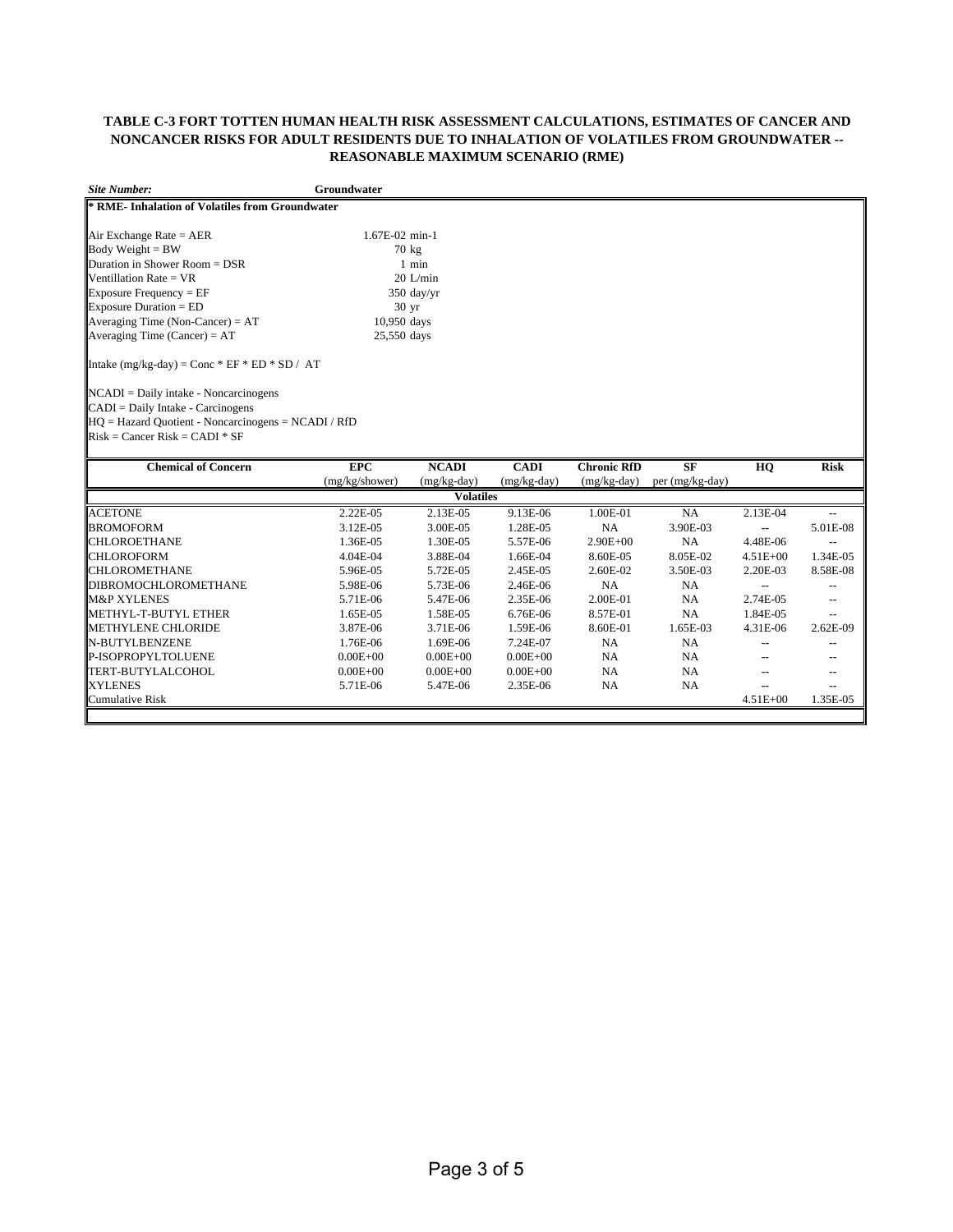# TABLE C-3 FORT TOTTEN HUMAN HEALTH RISK ASSESSMENT CALCULATIONS, ESTIMATES OF CANCER AND NONCANCER RISKS FOR ADULT RESIDENTS DUE TO INHALATION OF VOLATILES FROM GROUNDWATER -- REASONABLE MAXIMUM SCENARIO (RME)

***Site Number:*** **Groundwater**

**\* RME- Inhalation of Volatiles from Groundwater**

Air Exchange Rate = AER 1.67E-02 min-1
Body Weight = BW 70 kg
Duration in Shower Room = DSR 1 min
Ventillation Rate = VR 20 L/min
Exposure Frequency = EF 350 day/yr
Exposure Duration = ED 30 yr
Averaging Time (Non-Cancer) = AT 10,950 days
Averaging Time (Cancer) = AT 25,550 days

Intake (mg/kg-day) = Conc * EF * ED * SD / AT

NCADI = Daily intake - Noncarcinogens
CADI = Daily Intake - Carcinogens
HQ = Hazard Quotient - Noncarcinogens = NCADI / RfD
Risk = Cancer Risk = CADI * SF

| Chemical of Concern | EPC (mg/kg/shower) | NCADI (mg/kg-day) | CADI (mg/kg-day) | Chronic RfD (mg/kg-day) | SF per (mg/kg-day) | HQ | Risk |
|---|---|---|---|---|---|---|---|
| | | **Volatiles** | | | | | |
| ACETONE | 2.22E-05 | 2.13E-05 | 9.13E-06 | 1.00E-01 | NA | 2.13E-04 | -- |
| BROMOFORM | 3.12E-05 | 3.00E-05 | 1.28E-05 | NA | 3.90E-03 | -- | 5.01E-08 |
| CHLOROETHANE | 1.36E-05 | 1.30E-05 | 5.57E-06 | 2.90E+00 | NA | 4.48E-06 | -- |
| CHLOROFORM | 4.04E-04 | 3.88E-04 | 1.66E-04 | 8.60E-05 | 8.05E-02 | 4.51E+00 | 1.34E-05 |
| CHLOROMETHANE | 5.96E-05 | 5.72E-05 | 2.45E-05 | 2.60E-02 | 3.50E-03 | 2.20E-03 | 8.58E-08 |
| DIBROMOCHLOROMETHANE | 5.98E-06 | 5.73E-06 | 2.46E-06 | NA | NA | -- | -- |
| M&P XYLENES | 5.71E-06 | 5.47E-06 | 2.35E-06 | 2.00E-01 | NA | 2.74E-05 | -- |
| METHYL-T-BUTYL ETHER | 1.65E-05 | 1.58E-05 | 6.76E-06 | 8.57E-01 | NA | 1.84E-05 | -- |
| METHYLENE CHLORIDE | 3.87E-06 | 3.71E-06 | 1.59E-06 | 8.60E-01 | 1.65E-03 | 4.31E-06 | 2.62E-09 |
| N-BUTYLBENZENE | 1.76E-06 | 1.69E-06 | 7.24E-07 | NA | NA | -- | -- |
| P-ISOPROPYLTOLUENE | 0.00E+00 | 0.00E+00 | 0.00E+00 | NA | NA | -- | -- |
| TERT-BUTYLALCOHOL | 0.00E+00 | 0.00E+00 | 0.00E+00 | NA | NA | -- | -- |
| XYLENES | 5.71E-06 | 5.47E-06 | 2.35E-06 | NA | NA | -- | -- |
| Cumulative Risk | | | | | | 4.51E+00 | 1.35E-05 |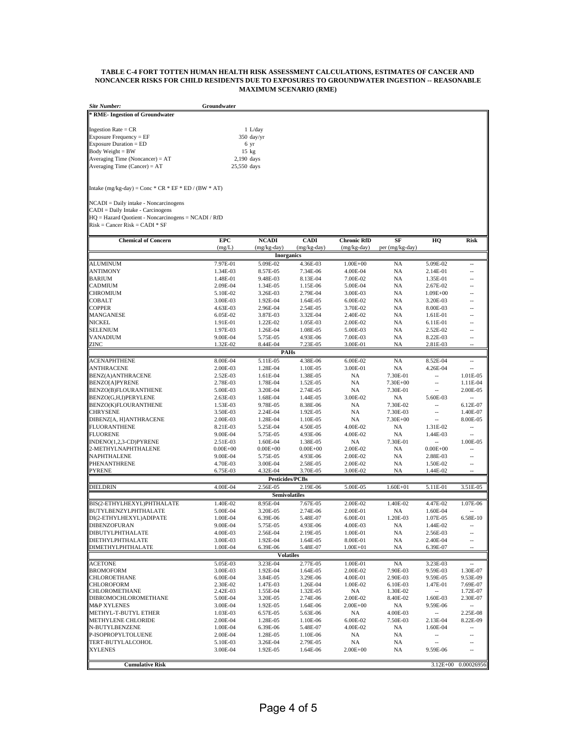**TABLE C-4 FORT TOTTEN HUMAN HEALTH RISK ASSESSMENT CALCULATIONS, ESTIMATES OF CANCER AND NONCANCER RISKS FOR CHILD RESIDENTS DUE TO EXPOSURES TO GROUNDWATER INGESTION -- REASONABLE MAXIMUM SCENARIO (RME)**

***Site Number:*** **Groundwater**

**\* RME- Ingestion of Groundwater**

Ingestion Rate = CR 1 L/day
Exposure Frequency = EF 350 day/yr
Exposure Duration = ED 6 yr
Body Weight = BW 15 kg
Averaging Time (Noncancer) = AT 2,190 days
Averaging Time (Cancer) = AT 25,550 days

Intake (mg/kg-day) = Conc * CR * EF * ED / (BW * AT)

NCADI = Daily intake - Noncarcinogens
CADI = Daily Intake - Carcinogens
HQ = Hazard Quotient - Noncarcinogens = NCADI / RfD
Risk = Cancer Risk = CADI * SF

| Chemical of Concern | EPC (mg/L) | NCADI (mg/kg-day) | CADI (mg/kg-day) | Chronic RfD (mg/kg-day) | SF per (mg/kg-day) | HQ | Risk |
|---|---|---|---|---|---|---|---|
| | | | **Inorganics** | | | | |
| ALUMINUM | 7.97E-01 | 5.09E-02 | 4.36E-03 | 1.00E+00 | NA | 5.09E-02 | -- |
| ANTIMONY | 1.34E-03 | 8.57E-05 | 7.34E-06 | 4.00E-04 | NA | 2.14E-01 | -- |
| BARIUM | 1.48E-01 | 9.48E-03 | 8.13E-04 | 7.00E-02 | NA | 1.35E-01 | -- |
| CADMIUM | 2.09E-04 | 1.34E-05 | 1.15E-06 | 5.00E-04 | NA | 2.67E-02 | -- |
| CHROMIUM | 5.10E-02 | 3.26E-03 | 2.79E-04 | 3.00E-03 | NA | 1.09E+00 | -- |
| COBALT | 3.00E-03 | 1.92E-04 | 1.64E-05 | 6.00E-02 | NA | 3.20E-03 | -- |
| COPPER | 4.63E-03 | 2.96E-04 | 2.54E-05 | 3.70E-02 | NA | 8.00E-03 | -- |
| MANGANESE | 6.05E-02 | 3.87E-03 | 3.32E-04 | 2.40E-02 | NA | 1.61E-01 | -- |
| NICKEL | 1.91E-01 | 1.22E-02 | 1.05E-03 | 2.00E-02 | NA | 6.11E-01 | -- |
| SELENIUM | 1.97E-03 | 1.26E-04 | 1.08E-05 | 5.00E-03 | NA | 2.52E-02 | -- |
| VANADIUM | 9.00E-04 | 5.75E-05 | 4.93E-06 | 7.00E-03 | NA | 8.22E-03 | -- |
| ZINC | 1.32E-02 | 8.44E-04 | 7.23E-05 | 3.00E-01 | NA | 2.81E-03 | -- |
| | | | **PAHs** | | | | |
| ACENAPHTHENE | 8.00E-04 | 5.11E-05 | 4.38E-06 | 6.00E-02 | NA | 8.52E-04 | -- |
| ANTHRACENE | 2.00E-03 | 1.28E-04 | 1.10E-05 | 3.00E-01 | NA | 4.26E-04 | -- |
| BENZ(A)ANTHRACENE | 2.52E-03 | 1.61E-04 | 1.38E-05 | NA | 7.30E-01 | -- | 1.01E-05 |
| BENZO[A]PYRENE | 2.78E-03 | 1.78E-04 | 1.52E-05 | NA | 7.30E+00 | -- | 1.11E-04 |
| BENZO(B)FLOURANTHENE | 5.00E-03 | 3.20E-04 | 2.74E-05 | NA | 7.30E-01 | -- | 2.00E-05 |
| BENZO(G,H,I)PERYLENE | 2.63E-03 | 1.68E-04 | 1.44E-05 | 3.00E-02 | NA | 5.60E-03 | -- |
| BENZO(K)FLOURANTHENE | 1.53E-03 | 9.78E-05 | 8.38E-06 | NA | 7.30E-02 | -- | 6.12E-07 |
| CHRYSENE | 3.50E-03 | 2.24E-04 | 1.92E-05 | NA | 7.30E-03 | -- | 1.40E-07 |
| DIBENZ[A, H]ANTHRACENE | 2.00E-03 | 1.28E-04 | 1.10E-05 | NA | 7.30E+00 | -- | 8.00E-05 |
| FLUORANTHENE | 8.21E-03 | 5.25E-04 | 4.50E-05 | 4.00E-02 | NA | 1.31E-02 | -- |
| FLUORENE | 9.00E-04 | 5.75E-05 | 4.93E-06 | 4.00E-02 | NA | 1.44E-03 | -- |
| INDENO(1,2,3-CD)PYRENE | 2.51E-03 | 1.60E-04 | 1.38E-05 | NA | 7.30E-01 | -- | 1.00E-05 |
| 2-METHYLNAPHTHALENE | 0.00E+00 | 0.00E+00 | 0.00E+00 | 2.00E-02 | NA | 0.00E+00 | -- |
| NAPHTHALENE | 9.00E-04 | 5.75E-05 | 4.93E-06 | 2.00E-02 | NA | 2.88E-03 | -- |
| PHENANTHRENE | 4.70E-03 | 3.00E-04 | 2.58E-05 | 2.00E-02 | NA | 1.50E-02 | -- |
| PYRENE | 6.75E-03 | 4.32E-04 | 3.70E-05 | 3.00E-02 | NA | 1.44E-02 | -- |
| | | | **Pesticides/PCBs** | | | | |
| DIELDRIN | 4.00E-04 | 2.56E-05 | 2.19E-06 | 5.00E-05 | 1.60E+01 | 5.11E-01 | 3.51E-05 |
| | | | **Semivolatiles** | | | | |
| BIS(2-ETHYLHEXYL)PHTHALATE | 1.40E-02 | 8.95E-04 | 7.67E-05 | 2.00E-02 | 1.40E-02 | 4.47E-02 | 1.07E-06 |
| BUTYLBENZYLPHTHALATE | 5.00E-04 | 3.20E-05 | 2.74E-06 | 2.00E-01 | NA | 1.60E-04 | -- |
| DI(2-ETHYLHEXYL)ADIPATE | 1.00E-04 | 6.39E-06 | 5.48E-07 | 6.00E-01 | 1.20E-03 | 1.07E-05 | 6.58E-10 |
| DIBENZOFURAN | 9.00E-04 | 5.75E-05 | 4.93E-06 | 4.00E-03 | NA | 1.44E-02 | -- |
| DIBUTYLPHTHALATE | 4.00E-03 | 2.56E-04 | 2.19E-05 | 1.00E-01 | NA | 2.56E-03 | -- |
| DIETHYLPHTHALATE | 3.00E-03 | 1.92E-04 | 1.64E-05 | 8.00E-01 | NA | 2.40E-04 | -- |
| DIMETHYLPHTHALATE | 1.00E-04 | 6.39E-06 | 5.48E-07 | 1.00E+01 | NA | 6.39E-07 | -- |
| | | | **Volatiles** | | | | |
| ACETONE | 5.05E-03 | 3.23E-04 | 2.77E-05 | 1.00E-01 | NA | 3.23E-03 | -- |
| BROMOFORM | 3.00E-03 | 1.92E-04 | 1.64E-05 | 2.00E-02 | 7.90E-03 | 9.59E-03 | 1.30E-07 |
| CHLOROETHANE | 6.00E-04 | 3.84E-05 | 3.29E-06 | 4.00E-01 | 2.90E-03 | 9.59E-05 | 9.53E-09 |
| CHLOROFORM | 2.30E-02 | 1.47E-03 | 1.26E-04 | 1.00E-02 | 6.10E-03 | 1.47E-01 | 7.69E-07 |
| CHLOROMETHANE | 2.42E-03 | 1.55E-04 | 1.32E-05 | NA | 1.30E-02 | -- | 1.72E-07 |
| DIBROMOCHLOROMETHANE | 5.00E-04 | 3.20E-05 | 2.74E-06 | 2.00E-02 | 8.40E-02 | 1.60E-03 | 2.30E-07 |
| M&P XYLENES | 3.00E-04 | 1.92E-05 | 1.64E-06 | 2.00E+00 | NA | 9.59E-06 | -- |
| METHYL-T-BUTYL ETHER | 1.03E-03 | 6.57E-05 | 5.63E-06 | NA | 4.00E-03 | -- | 2.25E-08 |
| METHYLENE CHLORIDE | 2.00E-04 | 1.28E-05 | 1.10E-06 | 6.00E-02 | 7.50E-03 | 2.13E-04 | 8.22E-09 |
| N-BUTYLBENZENE | 1.00E-04 | 6.39E-06 | 5.48E-07 | 4.00E-02 | NA | 1.60E-04 | -- |
| P-ISOPROPYLTOLUENE | 2.00E-04 | 1.28E-05 | 1.10E-06 | NA | NA | -- | -- |
| TERT-BUTYLALCOHOL | 5.10E-03 | 3.26E-04 | 2.79E-05 | NA | NA | -- | -- |
| XYLENES | 3.00E-04 | 1.92E-05 | 1.64E-06 | 2.00E+00 | NA | 9.59E-06 | -- |
| **Cumulative Risk** | | | | | | 3.12E+00 | 0.00026956 |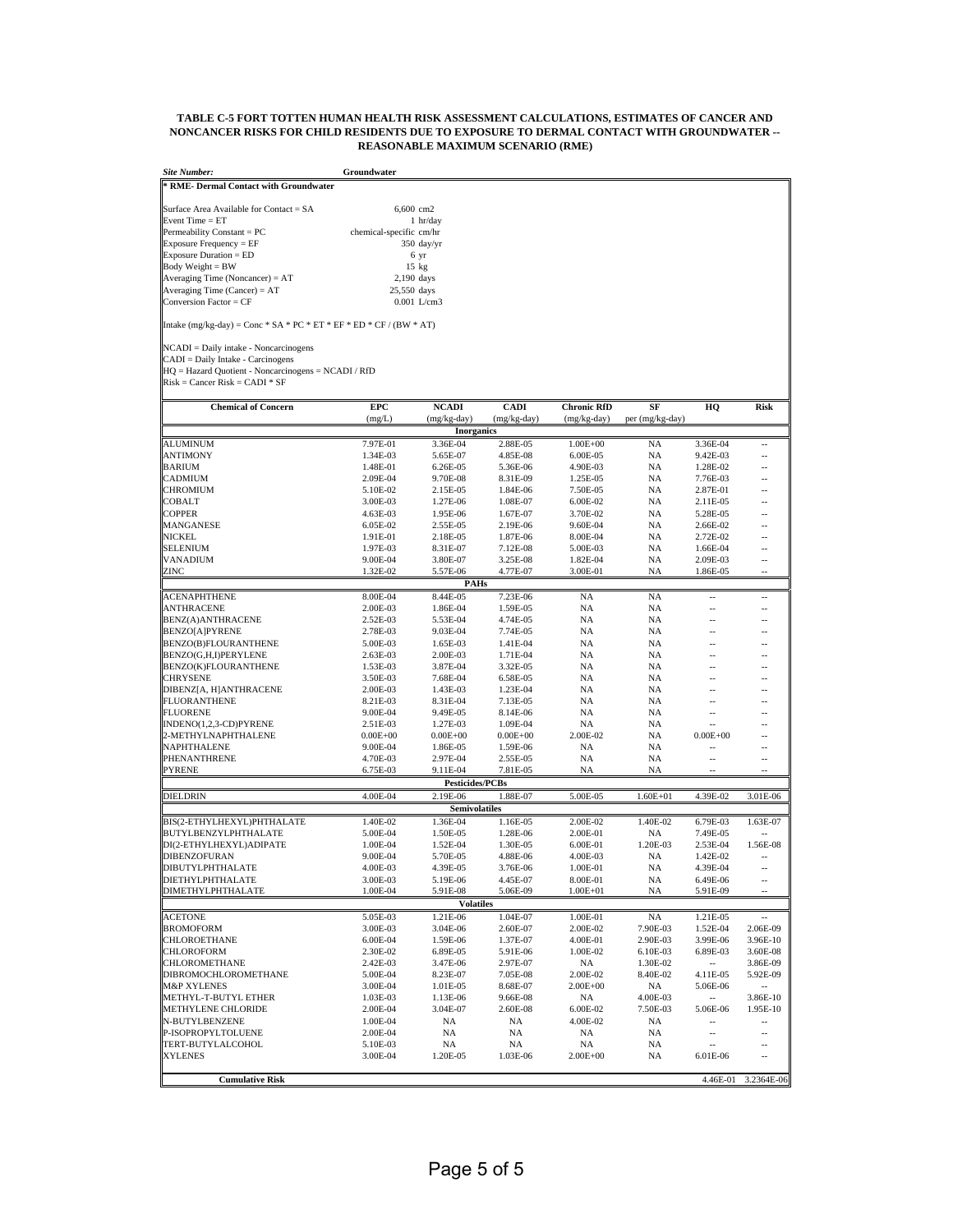**TABLE C-5 FORT TOTTEN HUMAN HEALTH RISK ASSESSMENT CALCULATIONS, ESTIMATES OF CANCER AND NONCANCER RISKS FOR CHILD RESIDENTS DUE TO EXPOSURE TO DERMAL CONTACT WITH GROUNDWATER -- REASONABLE MAXIMUM SCENARIO (RME)**

*Site Number:* **Groundwater**

**\* RME- Dermal Contact with Groundwater**

| | | |
|---|---|---|
| Surface Area Available for Contact = SA | 6,600 | cm2 |
| Event Time = ET | 1 | hr/day |
| Permeability Constant = PC | chemical-specific | cm/hr |
| Exposure Frequency = EF | 350 | day/yr |
| Exposure Duration = ED | 6 | yr |
| Body Weight = BW | 15 | kg |
| Averaging Time (Noncancer) = AT | 2,190 | days |
| Averaging Time (Cancer) = AT | 25,550 | days |
| Conversion Factor = CF | 0.001 | L/cm3 |

Intake (mg/kg-day) = Conc * SA * PC * ET * EF * ED * CF / (BW * AT)

NCADI = Daily intake - Noncarcinogens
CADI = Daily Intake - Carcinogens
HQ = Hazard Quotient - Noncarcinogens = NCADI / RfD
Risk = Cancer Risk = CADI * SF

| Chemical of Concern | EPC (mg/L) | NCADI (mg/kg-day) | CADI (mg/kg-day) | Chronic RfD (mg/kg-day) | SF per (mg/kg-day) | HQ | Risk |
|---|---|---|---|---|---|---|---|
| **Inorganics** | | | | | | | |
| ALUMINUM | 7.97E-01 | 3.36E-04 | 2.88E-05 | 1.00E+00 | NA | 3.36E-04 | -- |
| ANTIMONY | 1.34E-03 | 5.65E-07 | 4.85E-08 | 6.00E-05 | NA | 9.42E-03 | -- |
| BARIUM | 1.48E-01 | 6.26E-05 | 5.36E-06 | 4.90E-03 | NA | 1.28E-02 | -- |
| CADMIUM | 2.09E-04 | 9.70E-08 | 8.31E-09 | 1.25E-05 | NA | 7.76E-03 | -- |
| CHROMIUM | 5.10E-02 | 2.15E-05 | 1.84E-06 | 7.50E-05 | NA | 2.87E-01 | -- |
| COBALT | 3.00E-03 | 1.27E-06 | 1.08E-07 | 6.00E-02 | NA | 2.11E-05 | -- |
| COPPER | 4.63E-03 | 1.95E-06 | 1.67E-07 | 3.70E-02 | NA | 5.28E-05 | -- |
| MANGANESE | 6.05E-02 | 2.55E-05 | 2.19E-06 | 9.60E-04 | NA | 2.66E-02 | -- |
| NICKEL | 1.91E-01 | 2.18E-05 | 1.87E-06 | 8.00E-04 | NA | 2.72E-02 | -- |
| SELENIUM | 1.97E-03 | 8.31E-07 | 7.12E-08 | 5.00E-03 | NA | 1.66E-04 | -- |
| VANADIUM | 9.00E-04 | 3.80E-07 | 3.25E-08 | 1.82E-04 | NA | 2.09E-03 | -- |
| ZINC | 1.32E-02 | 5.57E-06 | 4.77E-07 | 3.00E-01 | NA | 1.86E-05 | -- |
| **PAHs** | | | | | | | |
| ACENAPHTHENE | 8.00E-04 | 8.44E-05 | 7.23E-06 | NA | NA | -- | -- |
| ANTHRACENE | 2.00E-03 | 1.86E-04 | 1.59E-05 | NA | NA | -- | -- |
| BENZ(A)ANTHRACENE | 2.52E-03 | 5.53E-04 | 4.74E-05 | NA | NA | -- | -- |
| BENZO[A]PYRENE | 2.78E-03 | 9.03E-04 | 7.74E-05 | NA | NA | -- | -- |
| BENZO(B)FLOURANTHENE | 5.00E-03 | 1.65E-03 | 1.41E-04 | NA | NA | -- | -- |
| BENZO(G,H,I)PERYLENE | 2.63E-03 | 2.00E-03 | 1.71E-04 | NA | NA | -- | -- |
| BENZO(K)FLOURANTHENE | 1.53E-03 | 3.87E-04 | 3.32E-05 | NA | NA | -- | -- |
| CHRYSENE | 3.50E-03 | 7.68E-04 | 6.58E-05 | NA | NA | -- | -- |
| DIBENZ[A, H]ANTHRACENE | 2.00E-03 | 1.43E-03 | 1.23E-04 | NA | NA | -- | -- |
| FLUORANTHENE | 8.21E-03 | 8.31E-04 | 7.13E-05 | NA | NA | -- | -- |
| FLUORENE | 9.00E-04 | 9.49E-05 | 8.14E-06 | NA | NA | -- | -- |
| INDENO(1,2,3-CD)PYRENE | 2.51E-03 | 1.27E-03 | 1.09E-04 | NA | NA | -- | -- |
| 2-METHYLNAPHTHALENE | 0.00E+00 | 0.00E+00 | 0.00E+00 | 2.00E-02 | NA | 0.00E+00 | -- |
| NAPHTHALENE | 9.00E-04 | 1.86E-05 | 1.59E-06 | NA | NA | -- | -- |
| PHENANTHRENE | 4.70E-03 | 2.97E-04 | 2.55E-05 | NA | NA | -- | -- |
| PYRENE | 6.75E-03 | 9.11E-04 | 7.81E-05 | NA | NA | -- | -- |
| **Pesticides/PCBs** | | | | | | | |
| DIELDRIN | 4.00E-04 | 2.19E-06 | 1.88E-07 | 5.00E-05 | 1.60E+01 | 4.39E-02 | 3.01E-06 |
| **Semivolatiles** | | | | | | | |
| BIS(2-ETHYLHEXYL)PHTHALATE | 1.40E-02 | 1.36E-04 | 1.16E-05 | 2.00E-02 | 1.40E-02 | 6.79E-03 | 1.63E-07 |
| BUTYLBENZYLPHTHALATE | 5.00E-04 | 1.50E-05 | 1.28E-06 | 2.00E-01 | NA | 7.49E-05 | -- |
| DI(2-ETHYLHEXYL)ADIPATE | 1.00E-04 | 1.52E-04 | 1.30E-05 | 6.00E-01 | 1.20E-03 | 2.53E-04 | 1.56E-08 |
| DIBENZOFURAN | 9.00E-04 | 5.70E-05 | 4.88E-06 | 4.00E-03 | NA | 1.42E-02 | -- |
| DIBUTYLPHTHALATE | 4.00E-03 | 4.39E-05 | 3.76E-06 | 1.00E-01 | NA | 4.39E-04 | -- |
| DIETHYLPHTHALATE | 3.00E-03 | 5.19E-06 | 4.45E-07 | 8.00E-01 | NA | 6.49E-06 | -- |
| DIMETHYLPHTHALATE | 1.00E-04 | 5.91E-08 | 5.06E-09 | 1.00E+01 | NA | 5.91E-09 | -- |
| **Volatiles** | | | | | | | |
| ACETONE | 5.05E-03 | 1.21E-06 | 1.04E-07 | 1.00E-01 | NA | 1.21E-05 | -- |
| BROMOFORM | 3.00E-03 | 3.04E-06 | 2.60E-07 | 2.00E-02 | 7.90E-03 | 1.52E-04 | 2.06E-09 |
| CHLOROETHANE | 6.00E-04 | 1.59E-06 | 1.37E-07 | 4.00E-01 | 2.90E-03 | 3.99E-06 | 3.96E-10 |
| CHLOROFORM | 2.30E-02 | 6.89E-05 | 5.91E-06 | 1.00E-02 | 6.10E-03 | 6.89E-03 | 3.60E-08 |
| CHLOROMETHANE | 2.42E-03 | 3.47E-06 | 2.97E-07 | NA | 1.30E-02 | -- | 3.86E-09 |
| DIBROMOCHLOROMETHANE | 5.00E-04 | 8.23E-07 | 7.05E-08 | 2.00E-02 | 8.40E-02 | 4.11E-05 | 5.92E-09 |
| M&P XYLENES | 3.00E-04 | 1.01E-05 | 8.68E-07 | 2.00E+00 | NA | 5.06E-06 | -- |
| METHYL-T-BUTYL ETHER | 1.03E-03 | 1.13E-06 | 9.66E-08 | NA | 4.00E-03 | -- | 3.86E-10 |
| METHYLENE CHLORIDE | 2.00E-04 | 3.04E-07 | 2.60E-08 | 6.00E-02 | 7.50E-03 | 5.06E-06 | 1.95E-10 |
| N-BUTYLBENZENE | 1.00E-04 | NA | NA | 4.00E-02 | NA | -- | -- |
| P-ISOPROPYLTOLUENE | 2.00E-04 | NA | NA | NA | NA | -- | -- |
| TERT-BUTYLALCOHOL | 5.10E-03 | NA | NA | NA | NA | -- | -- |
| XYLENES | 3.00E-04 | 1.20E-05 | 1.03E-06 | 2.00E+00 | NA | 6.01E-06 | -- |
| **Cumulative Risk** | | | | | | 4.46E-01 | 3.2364E-06 |